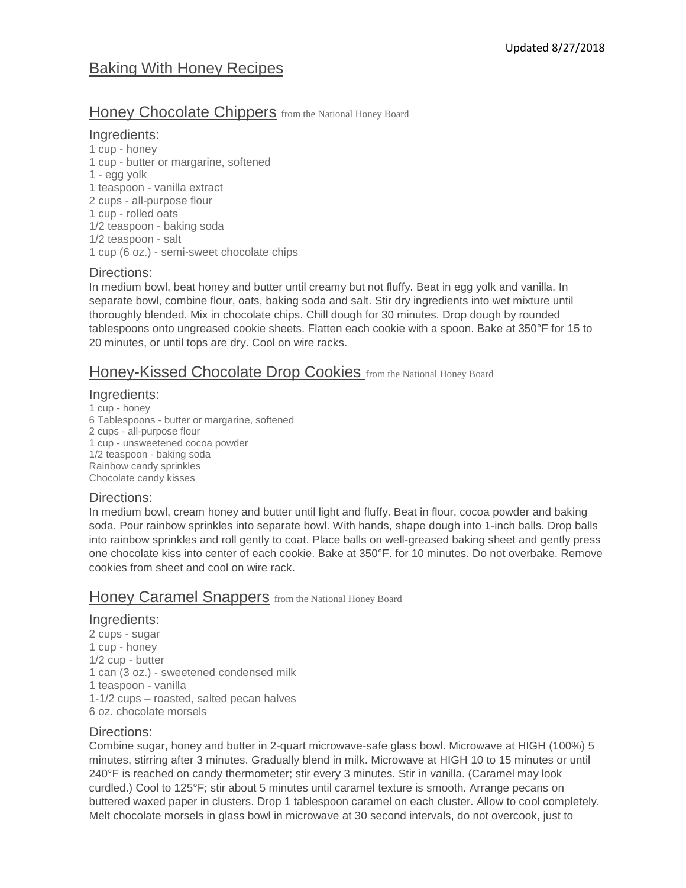Updated 8/27/2018

# Baking With Honey Recipes

## Honey Chocolate Chippers from the National Honey Board

### Ingredients:

1 cup - honey
1 cup - butter or margarine, softened
1 - egg yolk
1 teaspoon - vanilla extract
2 cups - all-purpose flour
1 cup - rolled oats
1/2 teaspoon - baking soda
1/2 teaspoon - salt
1 cup (6 oz.) - semi-sweet chocolate chips

### Directions:

In medium bowl, beat honey and butter until creamy but not fluffy. Beat in egg yolk and vanilla. In separate bowl, combine flour, oats, baking soda and salt. Stir dry ingredients into wet mixture until thoroughly blended. Mix in chocolate chips. Chill dough for 30 minutes. Drop dough by rounded tablespoons onto ungreased cookie sheets. Flatten each cookie with a spoon. Bake at 350°F for 15 to 20 minutes, or until tops are dry. Cool on wire racks.

## Honey-Kissed Chocolate Drop Cookies from the National Honey Board

### Ingredients:

1 cup - honey
6 Tablespoons - butter or margarine, softened
2 cups - all-purpose flour
1 cup - unsweetened cocoa powder
1/2 teaspoon - baking soda
Rainbow candy sprinkles
Chocolate candy kisses

### Directions:

In medium bowl, cream honey and butter until light and fluffy. Beat in flour, cocoa powder and baking soda. Pour rainbow sprinkles into separate bowl. With hands, shape dough into 1-inch balls. Drop balls into rainbow sprinkles and roll gently to coat. Place balls on well-greased baking sheet and gently press one chocolate kiss into center of each cookie. Bake at 350°F. for 10 minutes. Do not overbake. Remove cookies from sheet and cool on wire rack.

## Honey Caramel Snappers from the National Honey Board

### Ingredients:

2 cups - sugar
1 cup - honey
1/2 cup - butter
1 can (3 oz.) - sweetened condensed milk
1 teaspoon - vanilla
1-1/2 cups – roasted, salted pecan halves
6 oz. chocolate morsels

### Directions:

Combine sugar, honey and butter in 2-quart microwave-safe glass bowl. Microwave at HIGH (100%) 5 minutes, stirring after 3 minutes. Gradually blend in milk. Microwave at HIGH 10 to 15 minutes or until 240°F is reached on candy thermometer; stir every 3 minutes. Stir in vanilla. (Caramel may look curdled.) Cool to 125°F; stir about 5 minutes until caramel texture is smooth. Arrange pecans on buttered waxed paper in clusters. Drop 1 tablespoon caramel on each cluster. Allow to cool completely. Melt chocolate morsels in glass bowl in microwave at 30 second intervals, do not overcook, just to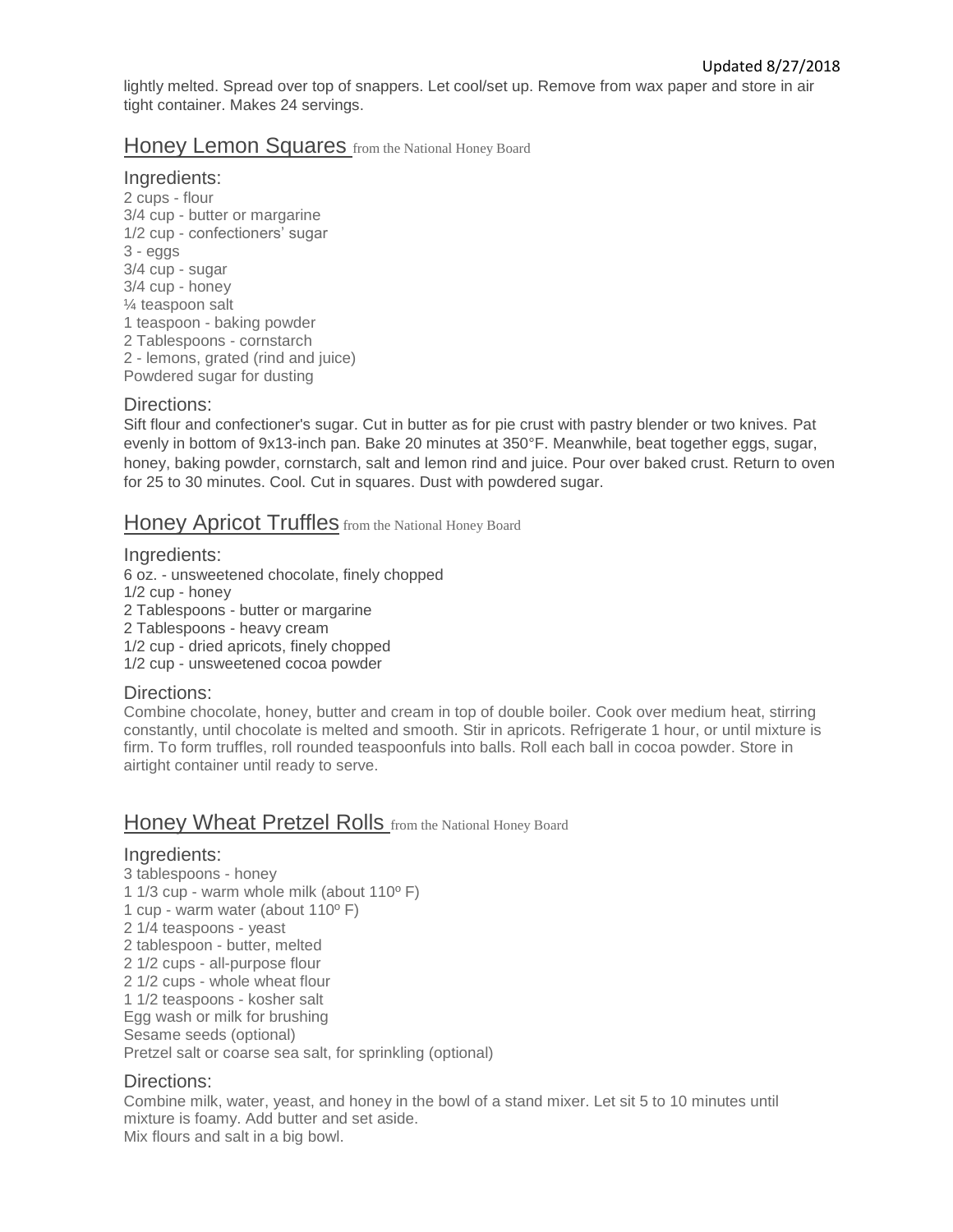lightly melted. Spread over top of snappers. Let cool/set up. Remove from wax paper and store in air tight container. Makes 24 servings.

## Honey Lemon Squares from the National Honey Board

### Ingredients:

2 cups - flour
3/4 cup - butter or margarine
1/2 cup - confectioners' sugar
3 - eggs
3/4 cup - sugar
3/4 cup - honey
¼ teaspoon salt
1 teaspoon - baking powder
2 Tablespoons - cornstarch
2 - lemons, grated (rind and juice)
Powdered sugar for dusting

### Directions:

Sift flour and confectioner's sugar. Cut in butter as for pie crust with pastry blender or two knives. Pat evenly in bottom of 9x13-inch pan. Bake 20 minutes at 350°F. Meanwhile, beat together eggs, sugar, honey, baking powder, cornstarch, salt and lemon rind and juice. Pour over baked crust. Return to oven for 25 to 30 minutes. Cool. Cut in squares. Dust with powdered sugar.

## Honey Apricot Truffles from the National Honey Board

### Ingredients:

6 oz. - unsweetened chocolate, finely chopped
1/2 cup - honey
2 Tablespoons - butter or margarine
2 Tablespoons - heavy cream
1/2 cup - dried apricots, finely chopped
1/2 cup - unsweetened cocoa powder

### Directions:

Combine chocolate, honey, butter and cream in top of double boiler. Cook over medium heat, stirring constantly, until chocolate is melted and smooth. Stir in apricots. Refrigerate 1 hour, or until mixture is firm. To form truffles, roll rounded teaspoonfuls into balls. Roll each ball in cocoa powder. Store in airtight container until ready to serve.

## Honey Wheat Pretzel Rolls from the National Honey Board

### Ingredients:

3 tablespoons - honey
1 1/3 cup - warm whole milk (about 110º F)
1 cup - warm water (about 110º F)
2 1/4 teaspoons - yeast
2 tablespoon - butter, melted
2 1/2 cups - all-purpose flour
2 1/2 cups - whole wheat flour
1 1/2 teaspoons - kosher salt
Egg wash or milk for brushing
Sesame seeds (optional)
Pretzel salt or coarse sea salt, for sprinkling (optional)

### Directions:

Combine milk, water, yeast, and honey in the bowl of a stand mixer. Let sit 5 to 10 minutes until mixture is foamy. Add butter and set aside.
Mix flours and salt in a big bowl.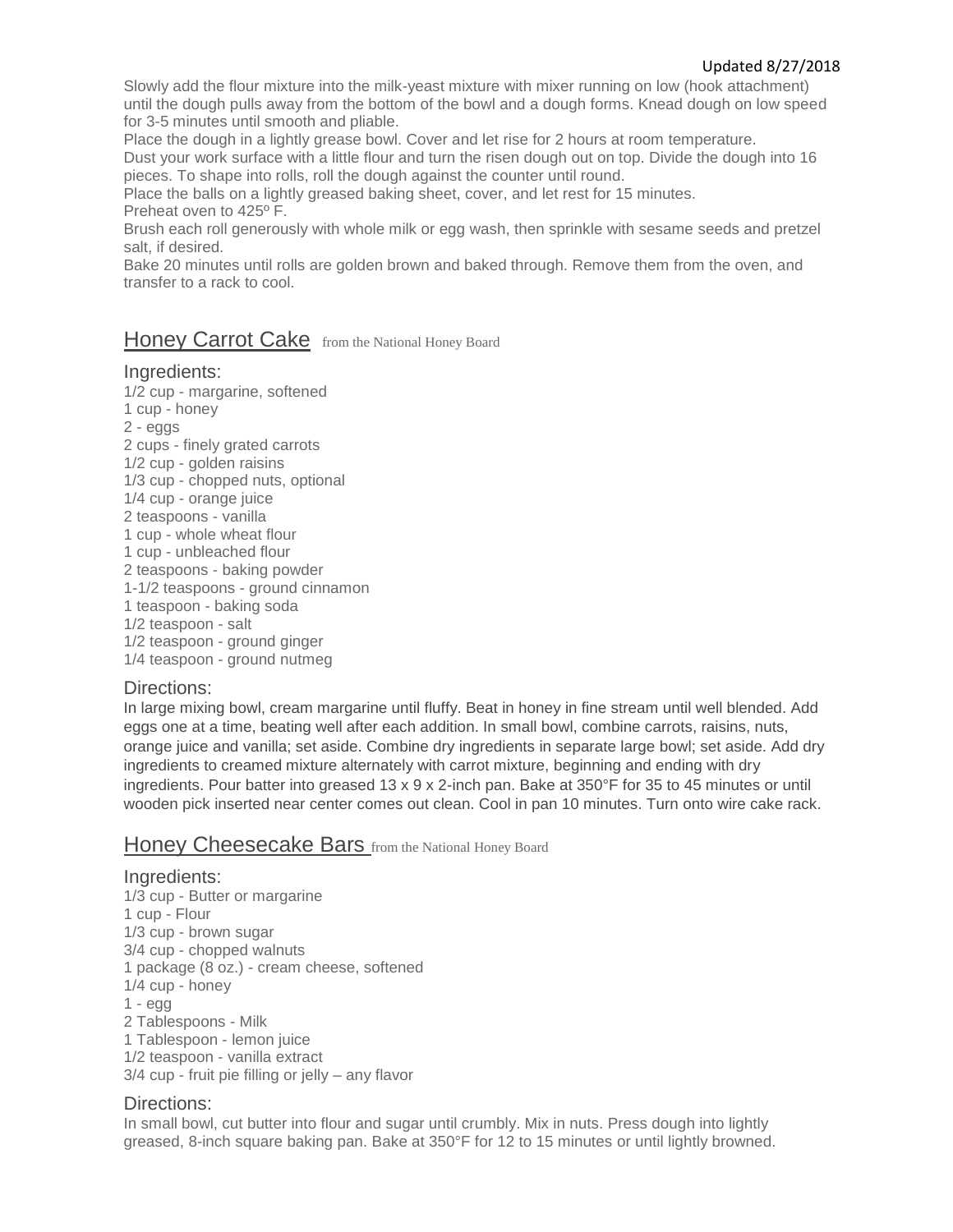Slowly add the flour mixture into the milk-yeast mixture with mixer running on low (hook attachment) until the dough pulls away from the bottom of the bowl and a dough forms. Knead dough on low speed for 3-5 minutes until smooth and pliable.

Place the dough in a lightly grease bowl. Cover and let rise for 2 hours at room temperature.

Dust your work surface with a little flour and turn the risen dough out on top. Divide the dough into 16 pieces. To shape into rolls, roll the dough against the counter until round.

Place the balls on a lightly greased baking sheet, cover, and let rest for 15 minutes.

Preheat oven to 425º F.

Brush each roll generously with whole milk or egg wash, then sprinkle with sesame seeds and pretzel salt, if desired.

Bake 20 minutes until rolls are golden brown and baked through. Remove them from the oven, and transfer to a rack to cool.

## Honey Carrot Cake from the National Honey Board

### Ingredients:

1/2 cup - margarine, softened
1 cup - honey
2 - eggs
2 cups - finely grated carrots
1/2 cup - golden raisins
1/3 cup - chopped nuts, optional
1/4 cup - orange juice
2 teaspoons - vanilla
1 cup - whole wheat flour
1 cup - unbleached flour
2 teaspoons - baking powder
1-1/2 teaspoons - ground cinnamon
1 teaspoon - baking soda
1/2 teaspoon - salt
1/2 teaspoon - ground ginger
1/4 teaspoon - ground nutmeg

### Directions:

In large mixing bowl, cream margarine until fluffy. Beat in honey in fine stream until well blended. Add eggs one at a time, beating well after each addition. In small bowl, combine carrots, raisins, nuts, orange juice and vanilla; set aside. Combine dry ingredients in separate large bowl; set aside. Add dry ingredients to creamed mixture alternately with carrot mixture, beginning and ending with dry ingredients. Pour batter into greased 13 x 9 x 2-inch pan. Bake at 350°F for 35 to 45 minutes or until wooden pick inserted near center comes out clean. Cool in pan 10 minutes. Turn onto wire cake rack.

## Honey Cheesecake Bars from the National Honey Board

### Ingredients:

1/3 cup - Butter or margarine
1 cup - Flour
1/3 cup - brown sugar
3/4 cup - chopped walnuts
1 package (8 oz.) - cream cheese, softened
1/4 cup - honey
1 - egg
2 Tablespoons - Milk
1 Tablespoon - lemon juice
1/2 teaspoon - vanilla extract
3/4 cup - fruit pie filling or jelly – any flavor

### Directions:

In small bowl, cut butter into flour and sugar until crumbly. Mix in nuts. Press dough into lightly greased, 8-inch square baking pan. Bake at 350°F for 12 to 15 minutes or until lightly browned.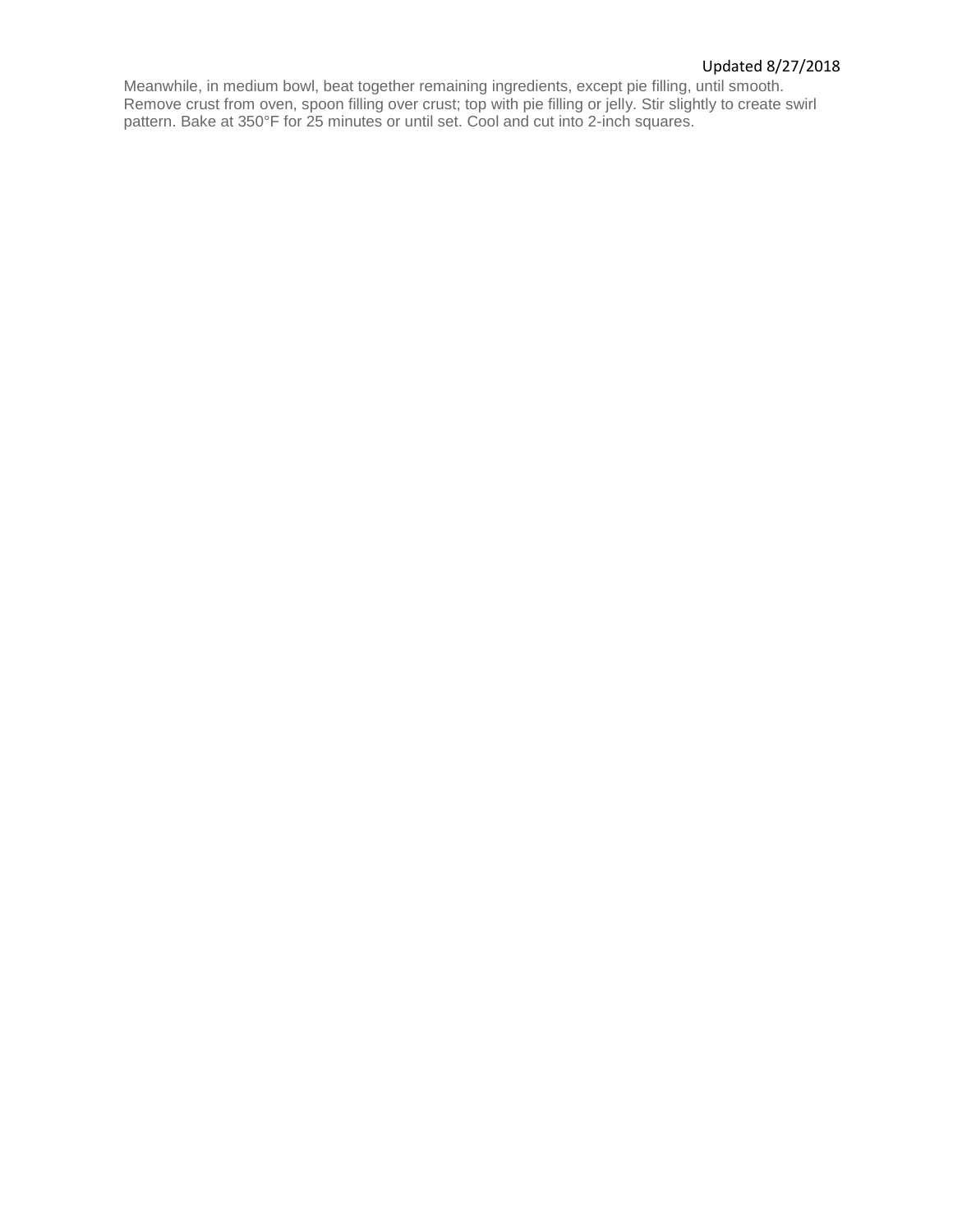Meanwhile, in medium bowl, beat together remaining ingredients, except pie filling, until smooth. Remove crust from oven, spoon filling over crust; top with pie filling or jelly. Stir slightly to create swirl pattern. Bake at 350°F for 25 minutes or until set. Cool and cut into 2-inch squares.